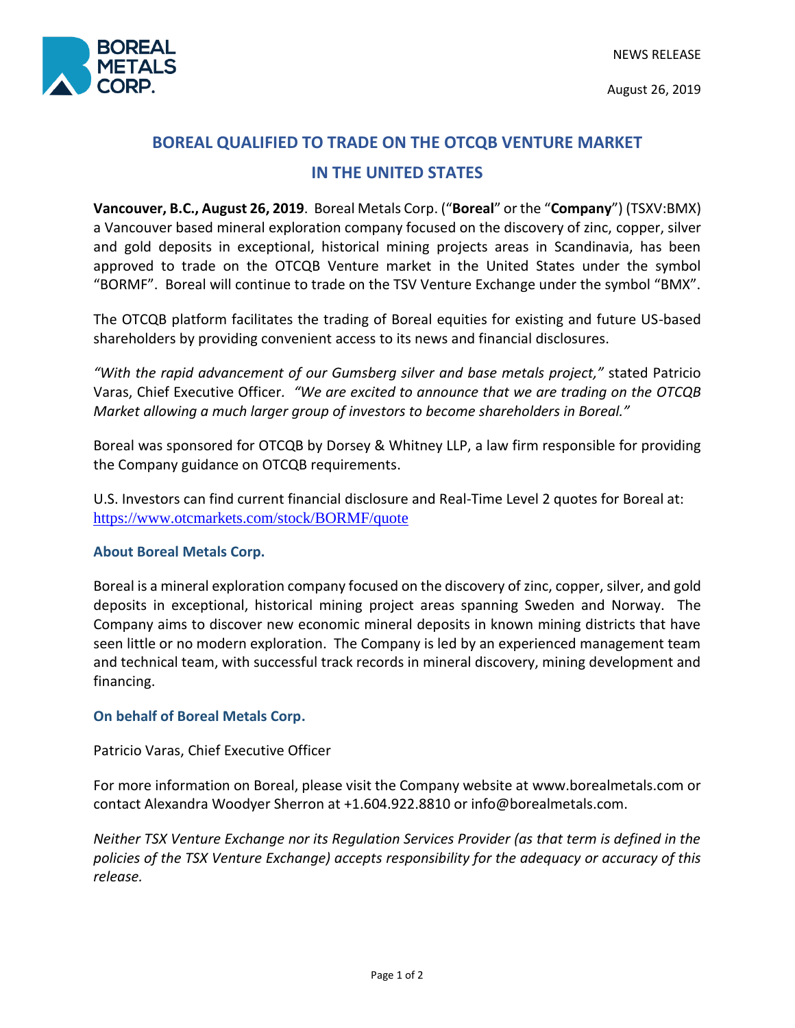NEWS RELEASE

August 26, 2019

# BOREAL QUALIFIED TO TRADE ON THE OTCQB VENTURE MARKET IN THE UNITED STATES

**Vancouver, B.C., August 26, 2019**. Boreal Metals Corp. ("**Boreal**" or the "**Company**") (TSXV:BMX) a Vancouver based mineral exploration company focused on the discovery of zinc, copper, silver and gold deposits in exceptional, historical mining projects areas in Scandinavia, has been approved to trade on the OTCQB Venture market in the United States under the symbol "BORMF". Boreal will continue to trade on the TSV Venture Exchange under the symbol "BMX".

The OTCQB platform facilitates the trading of Boreal equities for existing and future US-based shareholders by providing convenient access to its news and financial disclosures.

*"With the rapid advancement of our Gumsberg silver and base metals project,"* stated Patricio Varas, Chief Executive Officer. *"We are excited to announce that we are trading on the OTCQB Market allowing a much larger group of investors to become shareholders in Boreal."*

Boreal was sponsored for OTCQB by Dorsey & Whitney LLP, a law firm responsible for providing the Company guidance on OTCQB requirements.

U.S. Investors can find current financial disclosure and Real-Time Level 2 quotes for Boreal at: https://www.otcmarkets.com/stock/BORMF/quote

### About Boreal Metals Corp.

Boreal is a mineral exploration company focused on the discovery of zinc, copper, silver, and gold deposits in exceptional, historical mining project areas spanning Sweden and Norway. The Company aims to discover new economic mineral deposits in known mining districts that have seen little or no modern exploration. The Company is led by an experienced management team and technical team, with successful track records in mineral discovery, mining development and financing.

### On behalf of Boreal Metals Corp.

Patricio Varas, Chief Executive Officer

For more information on Boreal, please visit the Company website at www.borealmetals.com or contact Alexandra Woodyer Sherron at +1.604.922.8810 or info@borealmetals.com.

*Neither TSX Venture Exchange nor its Regulation Services Provider (as that term is defined in the policies of the TSX Venture Exchange) accepts responsibility for the adequacy or accuracy of this release.*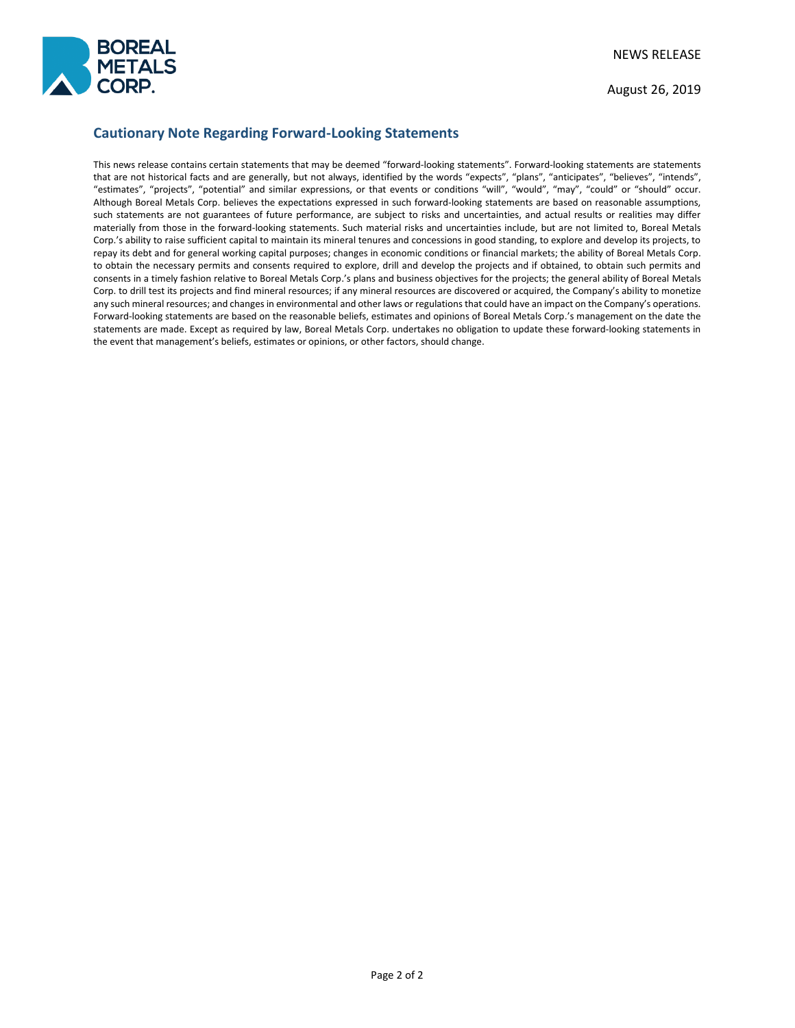## Cautionary Note Regarding Forward-Looking Statements

This news release contains certain statements that may be deemed "forward-looking statements". Forward-looking statements are statements that are not historical facts and are generally, but not always, identified by the words "expects", "plans", "anticipates", "believes", "intends", "estimates", "projects", "potential" and similar expressions, or that events or conditions "will", "would", "may", "could" or "should" occur. Although Boreal Metals Corp. believes the expectations expressed in such forward-looking statements are based on reasonable assumptions, such statements are not guarantees of future performance, are subject to risks and uncertainties, and actual results or realities may differ materially from those in the forward-looking statements. Such material risks and uncertainties include, but are not limited to, Boreal Metals Corp.'s ability to raise sufficient capital to maintain its mineral tenures and concessions in good standing, to explore and develop its projects, to repay its debt and for general working capital purposes; changes in economic conditions or financial markets; the ability of Boreal Metals Corp. to obtain the necessary permits and consents required to explore, drill and develop the projects and if obtained, to obtain such permits and consents in a timely fashion relative to Boreal Metals Corp.'s plans and business objectives for the projects; the general ability of Boreal Metals Corp. to drill test its projects and find mineral resources; if any mineral resources are discovered or acquired, the Company's ability to monetize any such mineral resources; and changes in environmental and other laws or regulations that could have an impact on the Company's operations. Forward-looking statements are based on the reasonable beliefs, estimates and opinions of Boreal Metals Corp.'s management on the date the statements are made. Except as required by law, Boreal Metals Corp. undertakes no obligation to update these forward-looking statements in the event that management's beliefs, estimates or opinions, or other factors, should change.